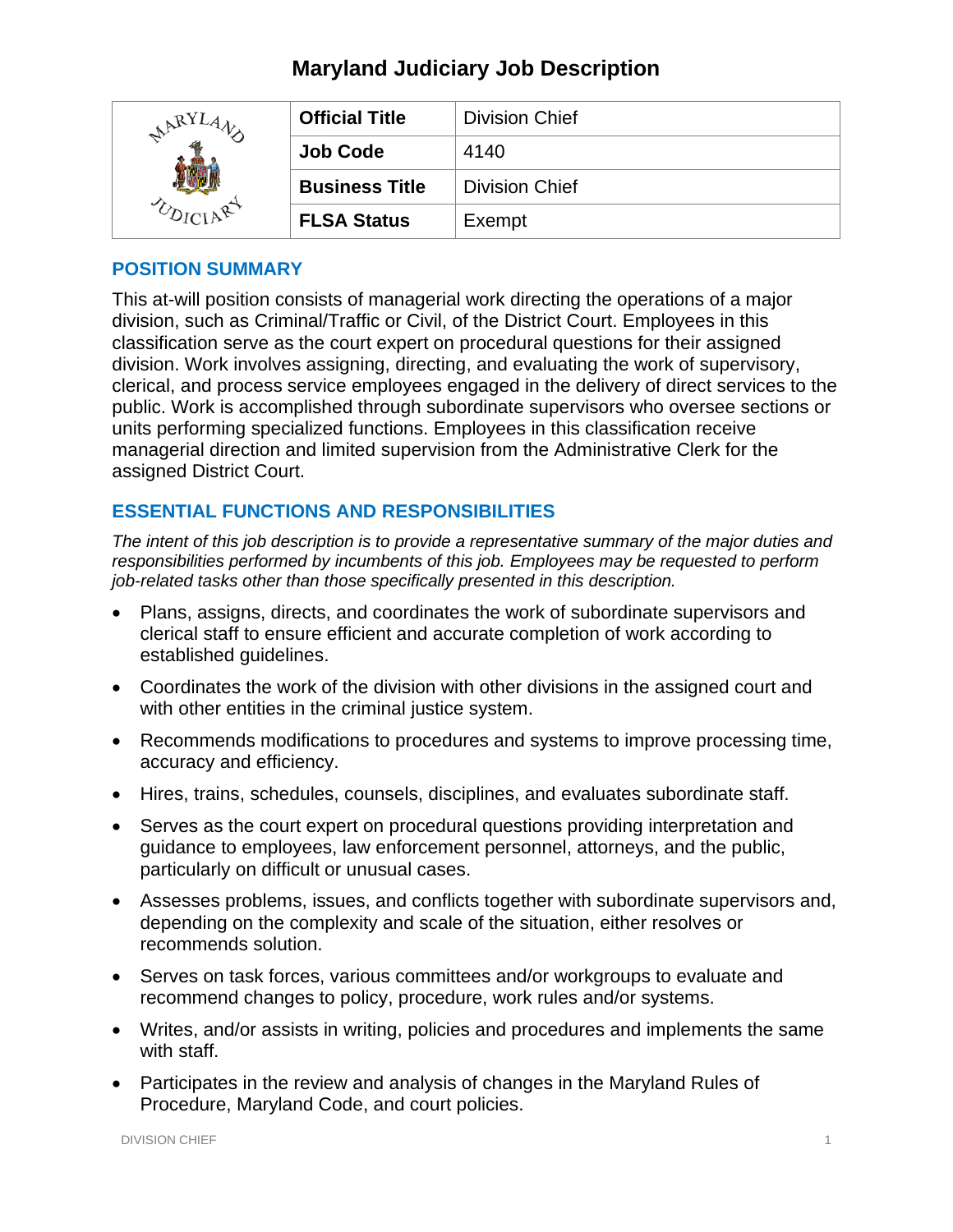# Maryland Judiciary Job Description

| | | |
|---|---|---|
| | **Official Title** | Division Chief |
| | **Job Code** | 4140 |
| | **Business Title** | Division Chief |
| | **FLSA Status** | Exempt |

## POSITION SUMMARY

This at-will position consists of managerial work directing the operations of a major division, such as Criminal/Traffic or Civil, of the District Court. Employees in this classification serve as the court expert on procedural questions for their assigned division. Work involves assigning, directing, and evaluating the work of supervisory, clerical, and process service employees engaged in the delivery of direct services to the public. Work is accomplished through subordinate supervisors who oversee sections or units performing specialized functions. Employees in this classification receive managerial direction and limited supervision from the Administrative Clerk for the assigned District Court.

## ESSENTIAL FUNCTIONS AND RESPONSIBILITIES

*The intent of this job description is to provide a representative summary of the major duties and responsibilities performed by incumbents of this job. Employees may be requested to perform job-related tasks other than those specifically presented in this description.*

- Plans, assigns, directs, and coordinates the work of subordinate supervisors and clerical staff to ensure efficient and accurate completion of work according to established guidelines.
- Coordinates the work of the division with other divisions in the assigned court and with other entities in the criminal justice system.
- Recommends modifications to procedures and systems to improve processing time, accuracy and efficiency.
- Hires, trains, schedules, counsels, disciplines, and evaluates subordinate staff.
- Serves as the court expert on procedural questions providing interpretation and guidance to employees, law enforcement personnel, attorneys, and the public, particularly on difficult or unusual cases.
- Assesses problems, issues, and conflicts together with subordinate supervisors and, depending on the complexity and scale of the situation, either resolves or recommends solution.
- Serves on task forces, various committees and/or workgroups to evaluate and recommend changes to policy, procedure, work rules and/or systems.
- Writes, and/or assists in writing, policies and procedures and implements the same with staff.
- Participates in the review and analysis of changes in the Maryland Rules of Procedure, Maryland Code, and court policies.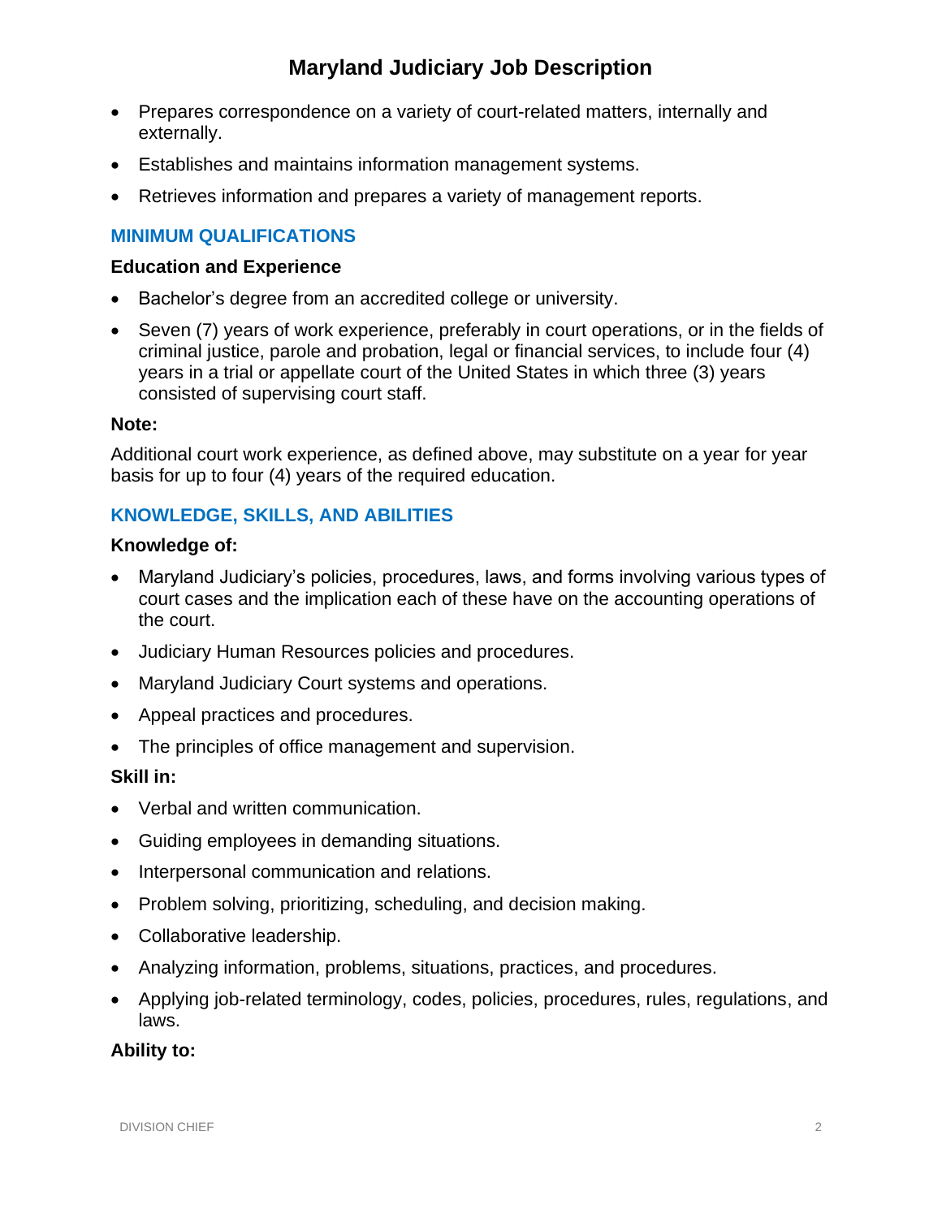- Prepares correspondence on a variety of court-related matters, internally and externally.
- Establishes and maintains information management systems.
- Retrieves information and prepares a variety of management reports.

## MINIMUM QUALIFICATIONS

### Education and Experience

- Bachelor's degree from an accredited college or university.
- Seven (7) years of work experience, preferably in court operations, or in the fields of criminal justice, parole and probation, legal or financial services, to include four (4) years in a trial or appellate court of the United States in which three (3) years consisted of supervising court staff.

### Note:

Additional court work experience, as defined above, may substitute on a year for year basis for up to four (4) years of the required education.

## KNOWLEDGE, SKILLS, AND ABILITIES

### Knowledge of:

- Maryland Judiciary's policies, procedures, laws, and forms involving various types of court cases and the implication each of these have on the accounting operations of the court.
- Judiciary Human Resources policies and procedures.
- Maryland Judiciary Court systems and operations.
- Appeal practices and procedures.
- The principles of office management and supervision.

### Skill in:

- Verbal and written communication.
- Guiding employees in demanding situations.
- Interpersonal communication and relations.
- Problem solving, prioritizing, scheduling, and decision making.
- Collaborative leadership.
- Analyzing information, problems, situations, practices, and procedures.
- Applying job-related terminology, codes, policies, procedures, rules, regulations, and laws.

### Ability to: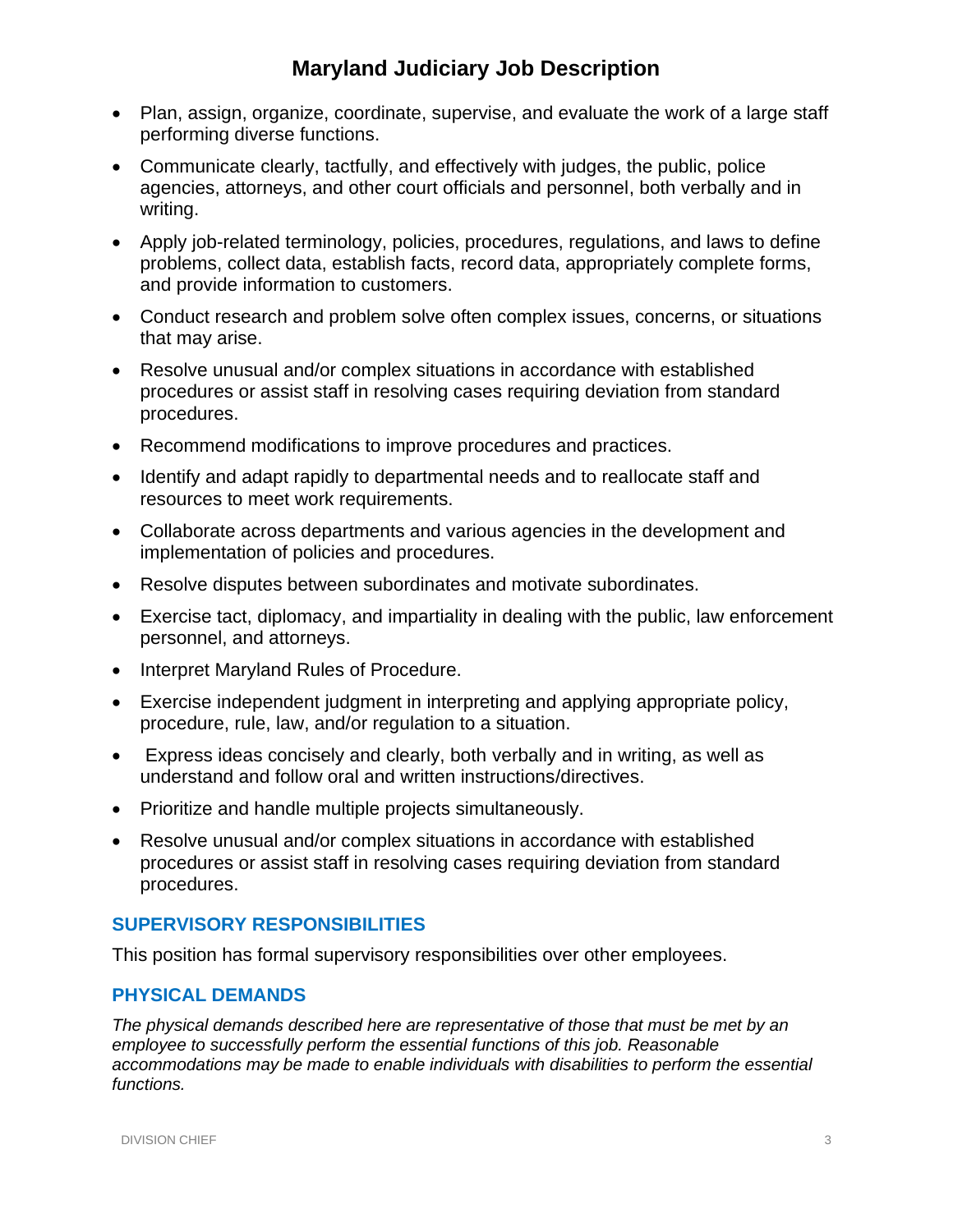- Plan, assign, organize, coordinate, supervise, and evaluate the work of a large staff performing diverse functions.
- Communicate clearly, tactfully, and effectively with judges, the public, police agencies, attorneys, and other court officials and personnel, both verbally and in writing.
- Apply job-related terminology, policies, procedures, regulations, and laws to define problems, collect data, establish facts, record data, appropriately complete forms, and provide information to customers.
- Conduct research and problem solve often complex issues, concerns, or situations that may arise.
- Resolve unusual and/or complex situations in accordance with established procedures or assist staff in resolving cases requiring deviation from standard procedures.
- Recommend modifications to improve procedures and practices.
- Identify and adapt rapidly to departmental needs and to reallocate staff and resources to meet work requirements.
- Collaborate across departments and various agencies in the development and implementation of policies and procedures.
- Resolve disputes between subordinates and motivate subordinates.
- Exercise tact, diplomacy, and impartiality in dealing with the public, law enforcement personnel, and attorneys.
- Interpret Maryland Rules of Procedure.
- Exercise independent judgment in interpreting and applying appropriate policy, procedure, rule, law, and/or regulation to a situation.
- Express ideas concisely and clearly, both verbally and in writing, as well as understand and follow oral and written instructions/directives.
- Prioritize and handle multiple projects simultaneously.
- Resolve unusual and/or complex situations in accordance with established procedures or assist staff in resolving cases requiring deviation from standard procedures.

## SUPERVISORY RESPONSIBILITIES

This position has formal supervisory responsibilities over other employees.

## PHYSICAL DEMANDS

*The physical demands described here are representative of those that must be met by an employee to successfully perform the essential functions of this job. Reasonable accommodations may be made to enable individuals with disabilities to perform the essential functions.*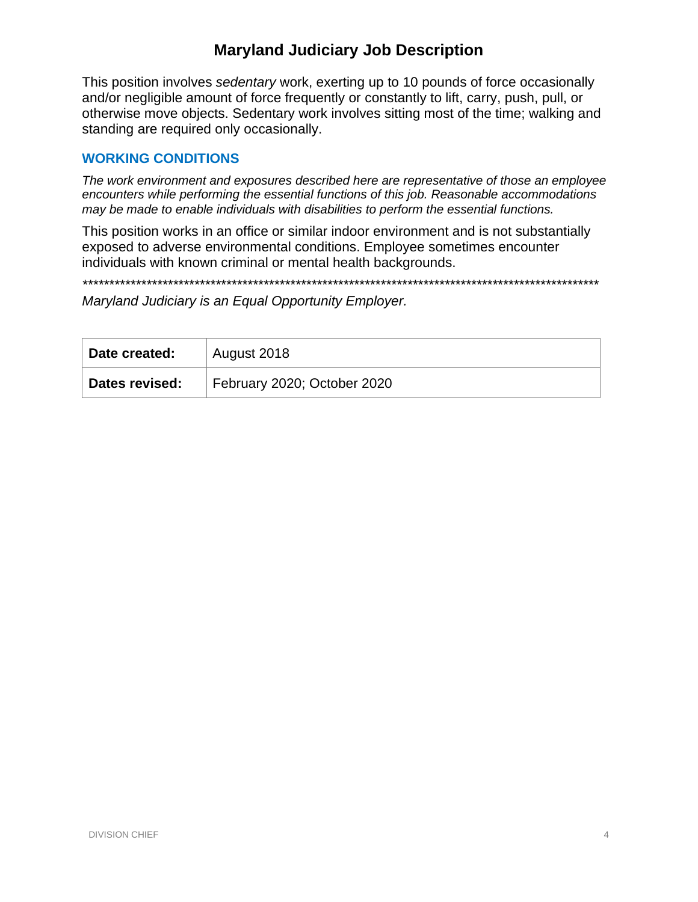# Maryland Judiciary Job Description

This position involves *sedentary* work, exerting up to 10 pounds of force occasionally and/or negligible amount of force frequently or constantly to lift, carry, push, pull, or otherwise move objects. Sedentary work involves sitting most of the time; walking and standing are required only occasionally.

## WORKING CONDITIONS

*The work environment and exposures described here are representative of those an employee encounters while performing the essential functions of this job. Reasonable accommodations may be made to enable individuals with disabilities to perform the essential functions.*

This position works in an office or similar indoor environment and is not substantially exposed to adverse environmental conditions. Employee sometimes encounter individuals with known criminal or mental health backgrounds.

*****************************************************************************************************

*Maryland Judiciary is an Equal Opportunity Employer.*

| | |
|---|---|
| **Date created:** | August 2018 |
| **Dates revised:** | February 2020; October 2020 |